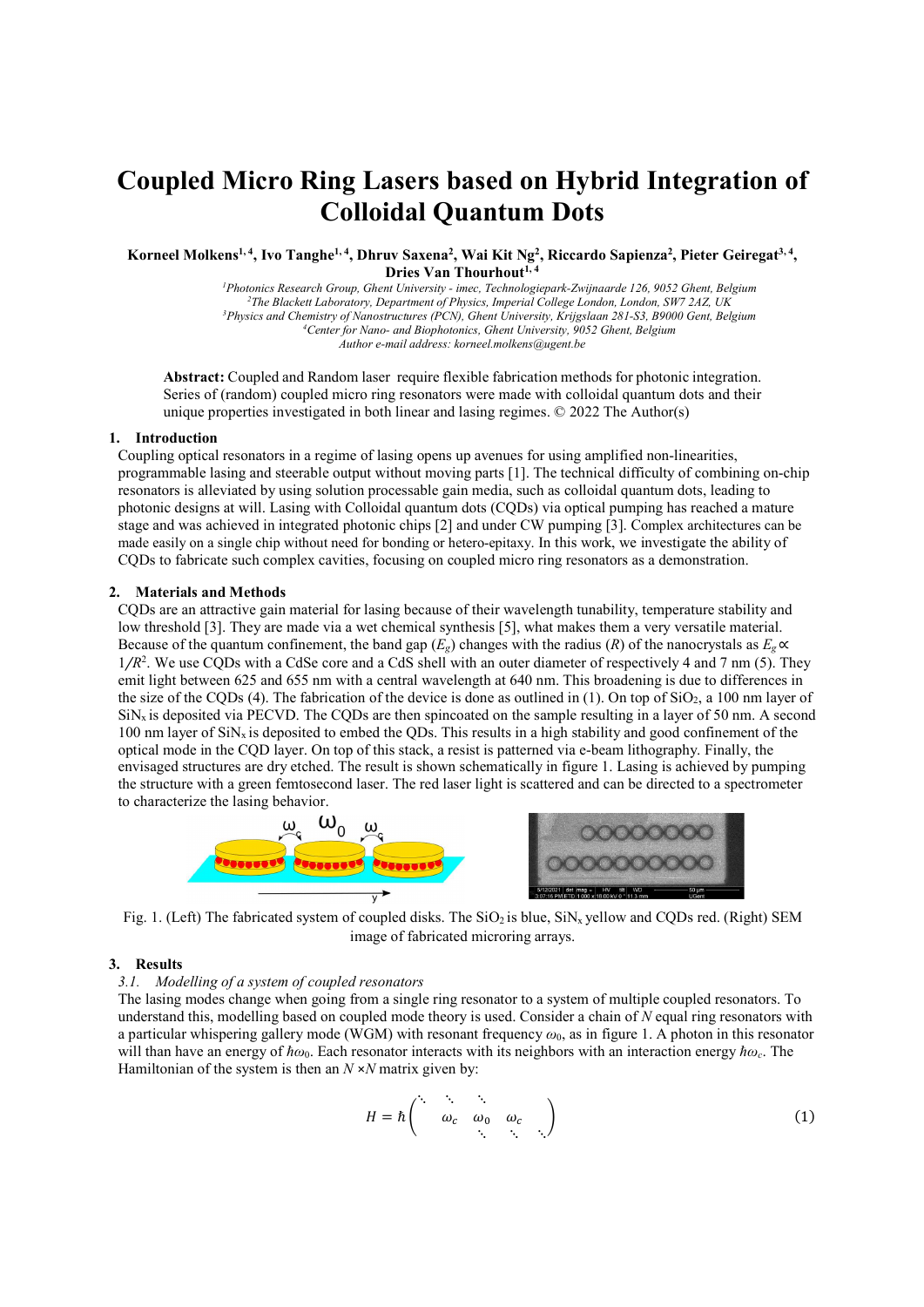# Coupled Micro Ring Lasers based on Hybrid Integration of Colloidal Quantum Dots

**Korneel Molkens[1, 4], Ivo Tanghe[1, 4], Dhruv Saxena[2], Wai Kit Ng[2], Riccardo Sapienza[2], Pieter Geiregat[3, 4], Dries Van Thourhout[1, 4]**

[1]Photonics Research Group, Ghent University - imec, Technologiepark-Zwijnaarde 126, 9052 Ghent, Belgium
[2]The Blackett Laboratory, Department of Physics, Imperial College London, London, SW7 2AZ, UK
[3]Physics and Chemistry of Nanostructures (PCN), Ghent University, Krijgslaan 281-S3, B9000 Gent, Belgium
[4]Center for Nano- and Biophotonics, Ghent University, 9052 Ghent, Belgium
Author e-mail address: korneel.molkens@ugent.be

**Abstract:** Coupled and Random laser require flexible fabrication methods for photonic integration. Series of (random) coupled micro ring resonators were made with colloidal quantum dots and their unique properties investigated in both linear and lasing regimes. © 2022 The Author(s)

## 1. Introduction

Coupling optical resonators in a regime of lasing opens up avenues for using amplified non-linearities, programmable lasing and steerable output without moving parts [1]. The technical difficulty of combining on-chip resonators is alleviated by using solution processable gain media, such as colloidal quantum dots, leading to photonic designs at will. Lasing with Colloidal quantum dots (CQDs) via optical pumping has reached a mature stage and was achieved in integrated photonic chips [2] and under CW pumping [3]. Complex architectures can be made easily on a single chip without need for bonding or hetero-epitaxy. In this work, we investigate the ability of CQDs to fabricate such complex cavities, focusing on coupled micro ring resonators as a demonstration.

## 2. Materials and Methods

CQDs are an attractive gain material for lasing because of their wavelength tunability, temperature stability and low threshold [3]. They are made via a wet chemical synthesis [5], what makes them a very versatile material. Because of the quantum confinement, the band gap ($E_g$) changes with the radius ($R$) of the nanocrystals as $E_g \propto 1/R^2$. We use CQDs with a CdSe core and a CdS shell with an outer diameter of respectively 4 and 7 nm (5). They emit light between 625 and 655 nm with a central wavelength at 640 nm. This broadening is due to differences in the size of the CQDs (4). The fabrication of the device is done as outlined in (1). On top of $SiO_2$, a 100 nm layer of $SiN_x$ is deposited via PECVD. The CQDs are then spincoated on the sample resulting in a layer of 50 nm. A second 100 nm layer of $SiN_x$ is deposited to embed the QDs. This results in a high stability and good confinement of the optical mode in the CQD layer. On top of this stack, a resist is patterned via e-beam lithography. Finally, the envisaged structures are dry etched. The result is shown schematically in figure 1. Lasing is achieved by pumping the structure with a green femtosecond laser. The red laser light is scattered and can be directed to a spectrometer to characterize the lasing behavior.

Fig. 1. (Left) The fabricated system of coupled disks. The $SiO_2$ is blue, $SiN_x$ yellow and CQDs red. (Right) SEM image of fabricated microring arrays.

## 3. Results

### 3.1. Modelling of a system of coupled resonators

The lasing modes change when going from a single ring resonator to a system of multiple coupled resonators. To understand this, modelling based on coupled mode theory is used. Consider a chain of $N$ equal ring resonators with a particular whispering gallery mode (WGM) with resonant frequency $\omega_0$, as in figure 1. A photon in this resonator will than have an energy of $\hbar\omega_0$. Each resonator interacts with its neighbors with an interaction energy $\hbar\omega_c$. The Hamiltonian of the system is then an $N \times N$ matrix given by:

$$H = \hbar \begin{pmatrix} \ddots & \ddots & \ddots & & \\ & \omega_c & \omega_0 & \omega_c & \\ & & \ddots & \ddots & \ddots \end{pmatrix} \tag{1}$$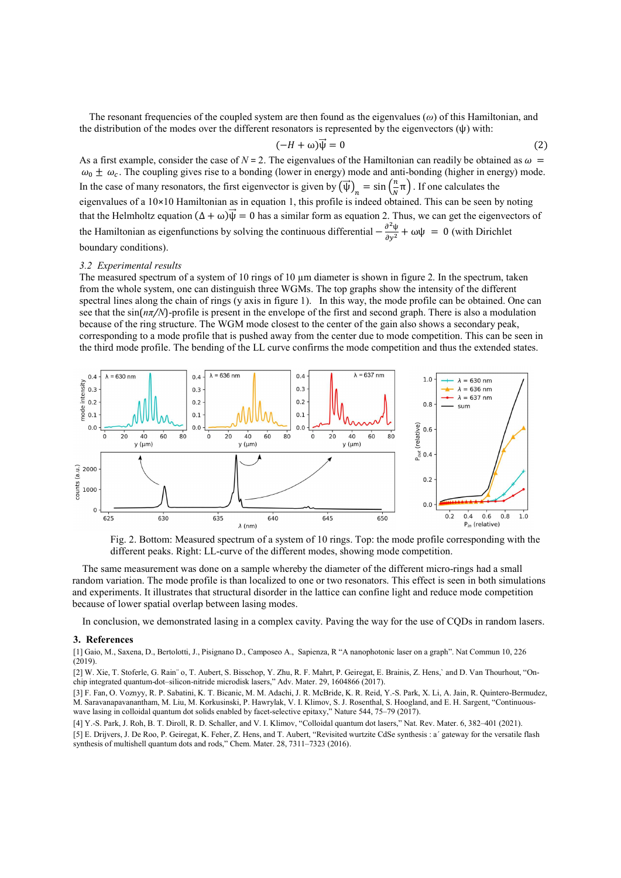The resonant frequencies of the coupled system are then found as the eigenvalues ($\omega$) of this Hamiltonian, and the distribution of the modes over the different resonators is represented by the eigenvectors ($\psi$) with:

$$(-H+\omega)\vec{\psi}=0 \tag{2}$$

As a first example, consider the case of $N = 2$. The eigenvalues of the Hamiltonian can readily be obtained as $\omega = \omega_0 \pm \omega_c$. The coupling gives rise to a bonding (lower in energy) mode and anti-bonding (higher in energy) mode. In the case of many resonators, the first eigenvector is given by $\left(\vec{\psi}\right)_n = \sin\left(\frac{n}{N}\pi\right)$. If one calculates the eigenvalues of a 10×10 Hamiltonian as in equation 1, this profile is indeed obtained. This can be seen by noting that the Helmholtz equation $(\Delta+\omega)\vec{\psi}=0$ has a similar form as equation 2. Thus, we can get the eigenvectors of the Hamiltonian as eigenfunctions by solving the continuous differential $-\frac{\partial^2\psi}{\partial y^2}+\omega\psi = 0$ (with Dirichlet boundary conditions).

### *3.2 Experimental results*

The measured spectrum of a system of 10 rings of 10 µm diameter is shown in figure 2. In the spectrum, taken from the whole system, one can distinguish three WGMs. The top graphs show the intensity of the different spectral lines along the chain of rings (y axis in figure 1). In this way, the mode profile can be obtained. One can see that the $\sin(n\pi/N)$-profile is present in the envelope of the first and second graph. There is also a modulation because of the ring structure. The WGM mode closest to the center of the gain also shows a secondary peak, corresponding to a mode profile that is pushed away from the center due to mode competition. This can be seen in the third mode profile. The bending of the LL curve confirms the mode competition and thus the extended states.

λ = 630 nm
λ = 636 nm
λ = 637 nm
mode intensity
0.4
0.3
0.2
0.1
0.0
0 20 40 60 80
y (µm)
counts (a.u.)
2000
1000
0
625 630 635 640 645 650
λ (nm)
λ = 630 nm
λ = 636 nm
λ = 637 nm
sum
$P_{out}$ (relative)
1.0
0.8
0.6
0.4
0.2
0.0
0.2 0.4 0.6 0.8 1.0
$P_{in}$ (relative)

Fig. 2. Bottom: Measured spectrum of a system of 10 rings. Top: the mode profile corresponding with the different peaks. Right: LL-curve of the different modes, showing mode competition.

The same measurement was done on a sample whereby the diameter of the different micro-rings had a small random variation. The mode profile is than localized to one or two resonators. This effect is seen in both simulations and experiments. It illustrates that structural disorder in the lattice can confine light and reduce mode competition because of lower spatial overlap between lasing modes.

In conclusion, we demonstrated lasing in a complex cavity. Paving the way for the use of CQDs in random lasers.

## 3. References

[1] Gaio, M., Saxena, D., Bertolotti, J., Pisignano D., Camposeo A., Sapienza, R "A nanophotonic laser on a graph". Nat Commun 10, 226 (2019).

[2] W. Xie, T. Stoferle, G. Rain¨ o, T. Aubert, S. Bisschop, Y. Zhu, R. F. Mahrt, P. Geiregat, E. Brainis, Z. Hens,` and D. Van Thourhout, "On-chip integrated quantum-dot–silicon-nitride microdisk lasers," Adv. Mater. 29, 1604866 (2017).

[3] F. Fan, O. Voznyy, R. P. Sabatini, K. T. Bicanic, M. M. Adachi, J. R. McBride, K. R. Reid, Y.-S. Park, X. Li, A. Jain, R. Quintero-Bermudez, M. Saravanapavanantham, M. Liu, M. Korkusinski, P. Hawrylak, V. I. Klimov, S. J. Rosenthal, S. Hoogland, and E. H. Sargent, "Continuous-wave lasing in colloidal quantum dot solids enabled by facet-selective epitaxy," Nature 544, 75–79 (2017).

[4] Y.-S. Park, J. Roh, B. T. Diroll, R. D. Schaller, and V. I. Klimov, "Colloidal quantum dot lasers," Nat. Rev. Mater. 6, 382–401 (2021).

[5] E. Drijvers, J. De Roo, P. Geiregat, K. Feher, Z. Hens, and T. Aubert, "Revisited wurtzite CdSe synthesis : a´ gateway for the versatile flash synthesis of multishell quantum dots and rods," Chem. Mater. 28, 7311–7323 (2016).